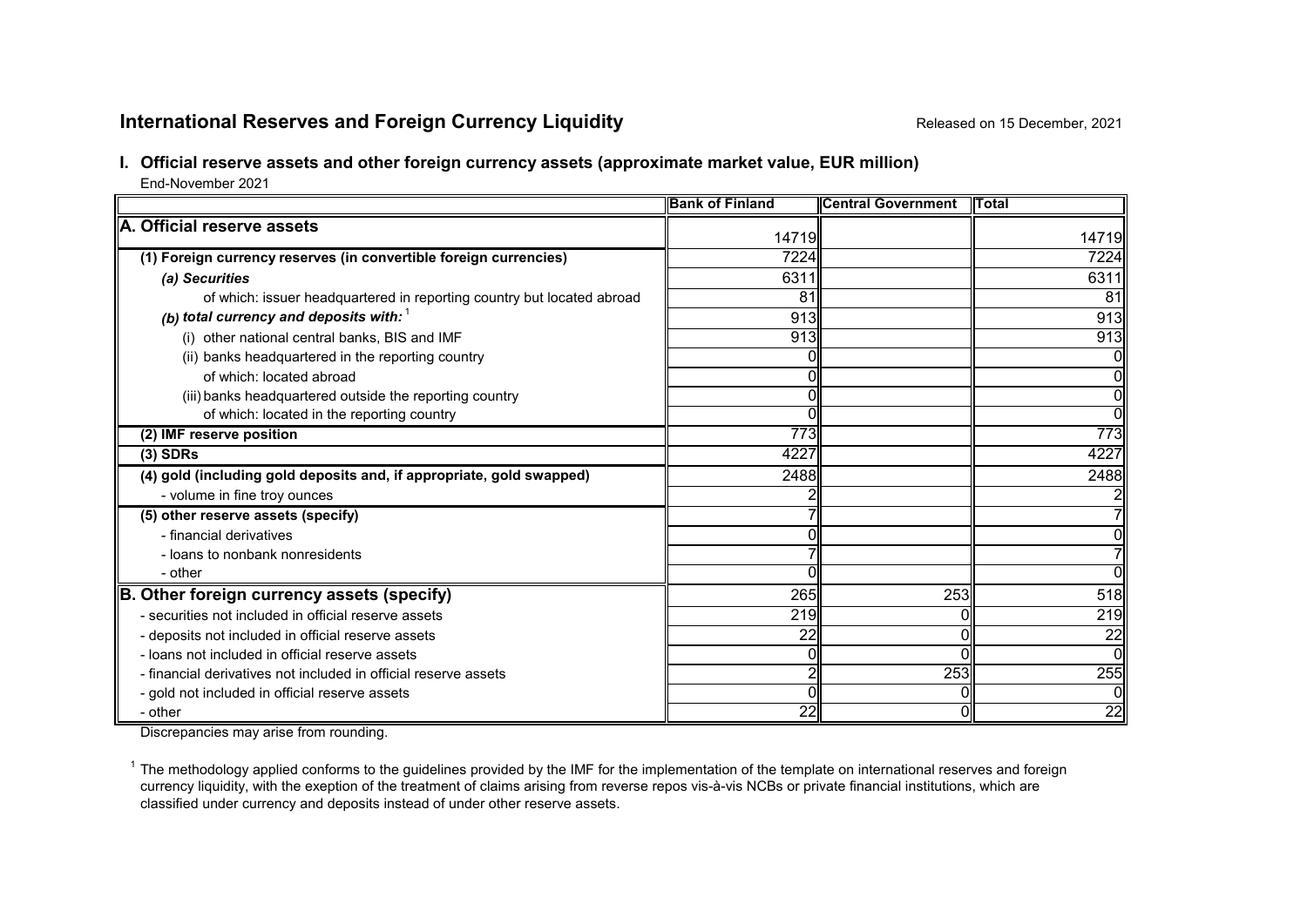# International Reserves and Foreign Currency Liquidity

Released on 15 December, 2021

## I. Official reserve assets and other foreign currency assets (approximate market value, EUR million)

End-November 2021

| | Bank of Finland | Central Government | Total |
|---|---|---|---|
| **A. Official reserve assets** | 14719 | | 14719 |
| **(1) Foreign currency reserves (in convertible foreign currencies)** | 7224 | | 7224 |
| ***(a) Securities*** | 6311 | | 6311 |
| of which: issuer headquartered in reporting country but located abroad | 81 | | 81 |
| ***(b) total currency and deposits with:*** [1] | 913 | | 913 |
| (i) other national central banks, BIS and IMF | 913 | | 913 |
| (ii) banks headquartered in the reporting country | 0 | | 0 |
| of which: located abroad | 0 | | 0 |
| (iii) banks headquartered outside the reporting country | 0 | | 0 |
| of which: located in the reporting country | 0 | | 0 |
| **(2) IMF reserve position** | 773 | | 773 |
| **(3) SDRs** | 4227 | | 4227 |
| **(4) gold (including gold deposits and, if appropriate, gold swapped)** | 2488 | | 2488 |
| - volume in fine troy ounces | 2 | | 2 |
| **(5) other reserve assets (specify)** | 7 | | 7 |
| - financial derivatives | 0 | | 0 |
| - loans to nonbank nonresidents | 7 | | 7 |
| - other | 0 | | 0 |
| **B. Other foreign currency assets (specify)** | 265 | 253 | 518 |
| - securities not included in official reserve assets | 219 | 0 | 219 |
| - deposits not included in official reserve assets | 22 | 0 | 22 |
| - loans not included in official reserve assets | 0 | 0 | 0 |
| - financial derivatives not included in official reserve assets | 2 | 253 | 255 |
| - gold not included in official reserve assets | 0 | 0 | 0 |
| - other | 22 | 0 | 22 |

Discrepancies may arise from rounding.

[1] The methodology applied conforms to the guidelines provided by the IMF for the implementation of the template on international reserves and foreign currency liquidity, with the exeption of the treatment of claims arising from reverse repos vis-à-vis NCBs or private financial institutions, which are classified under currency and deposits instead of under other reserve assets.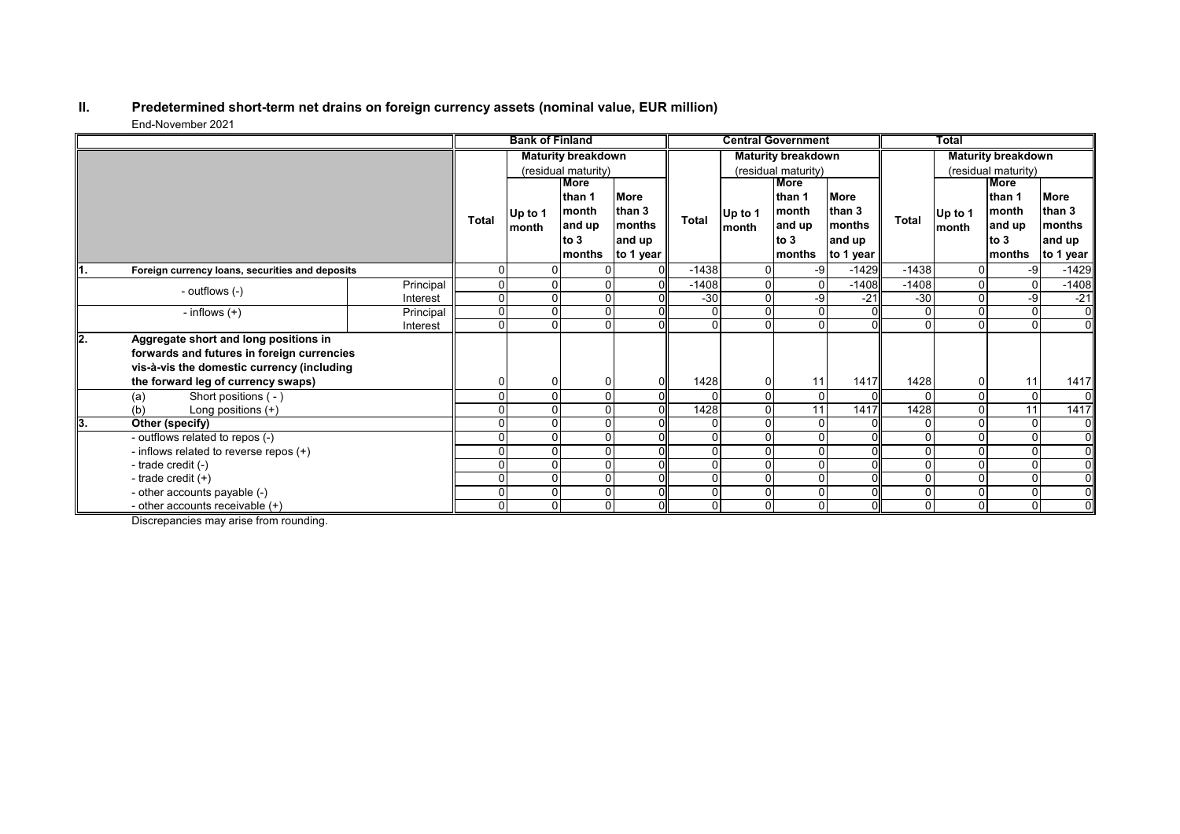## II. Predetermined short-term net drains on foreign currency assets (nominal value, EUR million)

End-November 2021

| | | Bank of Finland | | | | Central Government | | | | Total | | | |
|---|---|---|---|---|---|---|---|---|---|---|---|---|---|
| | | | Maturity breakdown (residual maturity) | | | | Maturity breakdown (residual maturity) | | | | Maturity breakdown (residual maturity) | | |
| | | Total | Up to 1 month | More than 1 month and up to 3 months | More than 3 months and up to 1 year | Total | Up to 1 month | More than 1 month and up to 3 months | More than 3 months and up to 1 year | Total | Up to 1 month | More than 1 month and up to 3 months | More than 3 months and up to 1 year |
| **1. Foreign currency loans, securities and deposits** | | 0 | 0 | 0 | 0 | -1438 | 0 | -9 | -1429 | -1438 | 0 | -9 | -1429 |
| - outflows (-) | Principal | 0 | 0 | 0 | 0 | -1408 | 0 | 0 | -1408 | -1408 | 0 | 0 | -1408 |
| | Interest | 0 | 0 | 0 | 0 | -30 | 0 | -9 | -21 | -30 | 0 | -9 | -21 |
| - inflows (+) | Principal | 0 | 0 | 0 | 0 | 0 | 0 | 0 | 0 | 0 | 0 | 0 | 0 |
| | Interest | 0 | 0 | 0 | 0 | 0 | 0 | 0 | 0 | 0 | 0 | 0 | 0 |
| **2. Aggregate short and long positions in forwards and futures in foreign currencies vis-à-vis the domestic currency (including the forward leg of currency swaps)** | | 0 | 0 | 0 | 0 | 1428 | 0 | 11 | 1417 | 1428 | 0 | 11 | 1417 |
| (a) Short positions ( - ) | | 0 | 0 | 0 | 0 | 0 | 0 | 0 | 0 | 0 | 0 | 0 | 0 |
| (b) Long positions (+) | | 0 | 0 | 0 | 0 | 1428 | 0 | 11 | 1417 | 1428 | 0 | 11 | 1417 |
| **3. Other (specify)** | | 0 | 0 | 0 | 0 | 0 | 0 | 0 | 0 | 0 | 0 | 0 | 0 |
| - outflows related to repos (-) | | 0 | 0 | 0 | 0 | 0 | 0 | 0 | 0 | 0 | 0 | 0 | 0 |
| - inflows related to reverse repos (+) | | 0 | 0 | 0 | 0 | 0 | 0 | 0 | 0 | 0 | 0 | 0 | 0 |
| - trade credit (-) | | 0 | 0 | 0 | 0 | 0 | 0 | 0 | 0 | 0 | 0 | 0 | 0 |
| - trade credit (+) | | 0 | 0 | 0 | 0 | 0 | 0 | 0 | 0 | 0 | 0 | 0 | 0 |
| - other accounts payable (-) | | 0 | 0 | 0 | 0 | 0 | 0 | 0 | 0 | 0 | 0 | 0 | 0 |
| - other accounts receivable (+) | | 0 | 0 | 0 | 0 | 0 | 0 | 0 | 0 | 0 | 0 | 0 | 0 |

Discrepancies may arise from rounding.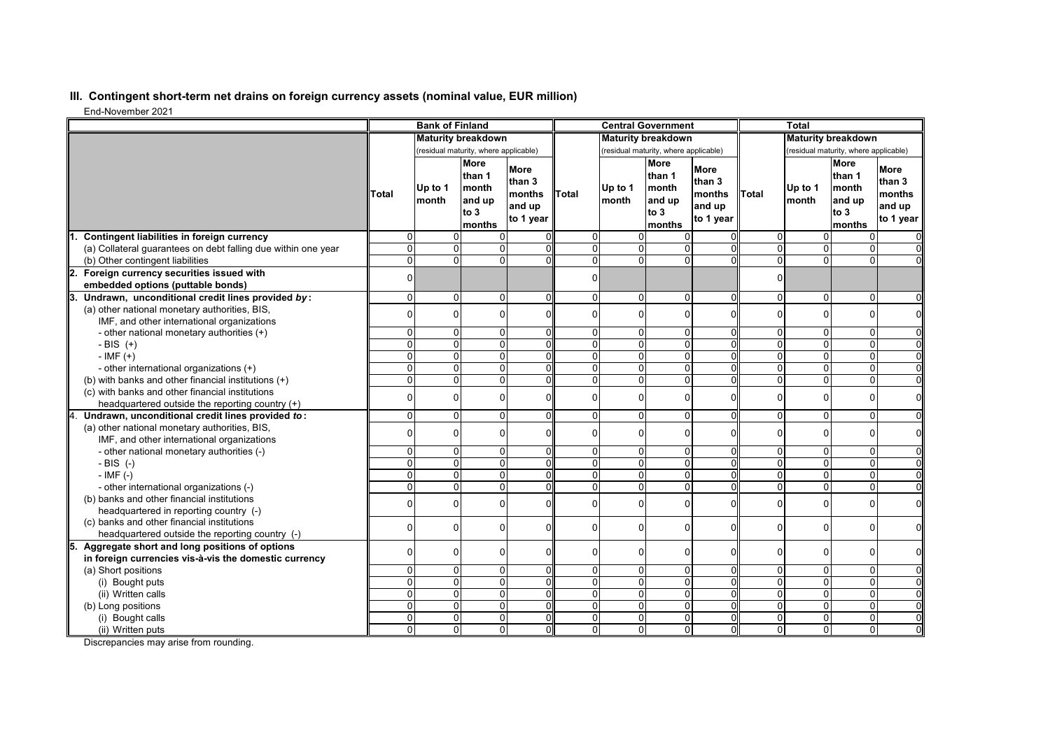## III. Contingent short-term net drains on foreign currency assets (nominal value, EUR million)

End-November 2021

| | Bank of Finland | | | | Central Government | | | | Total | | | |
|---|---|---|---|---|---|---|---|---|---|---|---|---|
| | | Maturity breakdown (residual maturity, where applicable) | | | | Maturity breakdown (residual maturity, where applicable) | | | | Maturity breakdown (residual maturity, where applicable) | | |
| | Total | Up to 1 month | More than 1 month and up to 3 months | More than 3 months and up to 1 year | Total | Up to 1 month | More than 1 month and up to 3 months | More than 3 months and up to 1 year | Total | Up to 1 month | More than 1 month and up to 3 months | More than 3 months and up to 1 year |
| **1. Contingent liabilities in foreign currency** | 0 | 0 | 0 | 0 | 0 | 0 | 0 | 0 | 0 | 0 | 0 | 0 |
| (a) Collateral guarantees on debt falling due within one year | 0 | 0 | 0 | 0 | 0 | 0 | 0 | 0 | 0 | 0 | 0 | 0 |
| (b) Other contingent liabilities | 0 | 0 | 0 | 0 | 0 | 0 | 0 | 0 | 0 | 0 | 0 | 0 |
| **2. Foreign currency securities issued with embedded options (puttable bonds)** | 0 | | | | 0 | | | | 0 | | | |
| **3. Undrawn, unconditional credit lines provided *by*:** | 0 | 0 | 0 | 0 | 0 | 0 | 0 | 0 | 0 | 0 | 0 | 0 |
| (a) other national monetary authorities, BIS, IMF, and other international organizations | 0 | 0 | 0 | 0 | 0 | 0 | 0 | 0 | 0 | 0 | 0 | 0 |
| - other national monetary authorities (+) | 0 | 0 | 0 | 0 | 0 | 0 | 0 | 0 | 0 | 0 | 0 | 0 |
| - BIS (+) | 0 | 0 | 0 | 0 | 0 | 0 | 0 | 0 | 0 | 0 | 0 | 0 |
| - IMF (+) | 0 | 0 | 0 | 0 | 0 | 0 | 0 | 0 | 0 | 0 | 0 | 0 |
| - other international organizations (+) | 0 | 0 | 0 | 0 | 0 | 0 | 0 | 0 | 0 | 0 | 0 | 0 |
| (b) with banks and other financial institutions (+) | 0 | 0 | 0 | 0 | 0 | 0 | 0 | 0 | 0 | 0 | 0 | 0 |
| (c) with banks and other financial institutions headquartered outside the reporting country (+) | 0 | 0 | 0 | 0 | 0 | 0 | 0 | 0 | 0 | 0 | 0 | 0 |
| **4. Undrawn, unconditional credit lines provided *to*:** | 0 | 0 | 0 | 0 | 0 | 0 | 0 | 0 | 0 | 0 | 0 | 0 |
| (a) other national monetary authorities, BIS, IMF, and other international organizations | 0 | 0 | 0 | 0 | 0 | 0 | 0 | 0 | 0 | 0 | 0 | 0 |
| - other national monetary authorities (-) | 0 | 0 | 0 | 0 | 0 | 0 | 0 | 0 | 0 | 0 | 0 | 0 |
| - BIS (-) | 0 | 0 | 0 | 0 | 0 | 0 | 0 | 0 | 0 | 0 | 0 | 0 |
| - IMF (-) | 0 | 0 | 0 | 0 | 0 | 0 | 0 | 0 | 0 | 0 | 0 | 0 |
| - other international organizations (-) | 0 | 0 | 0 | 0 | 0 | 0 | 0 | 0 | 0 | 0 | 0 | 0 |
| (b) banks and other financial institutions headquartered in reporting country (-) | 0 | 0 | 0 | 0 | 0 | 0 | 0 | 0 | 0 | 0 | 0 | 0 |
| (c) banks and other financial institutions headquartered outside the reporting country (-) | 0 | 0 | 0 | 0 | 0 | 0 | 0 | 0 | 0 | 0 | 0 | 0 |
| **5. Aggregate short and long positions of options in foreign currencies vis-à-vis the domestic currency** | 0 | 0 | 0 | 0 | 0 | 0 | 0 | 0 | 0 | 0 | 0 | 0 |
| (a) Short positions | 0 | 0 | 0 | 0 | 0 | 0 | 0 | 0 | 0 | 0 | 0 | 0 |
| (i) Bought puts | 0 | 0 | 0 | 0 | 0 | 0 | 0 | 0 | 0 | 0 | 0 | 0 |
| (ii) Written calls | 0 | 0 | 0 | 0 | 0 | 0 | 0 | 0 | 0 | 0 | 0 | 0 |
| (b) Long positions | 0 | 0 | 0 | 0 | 0 | 0 | 0 | 0 | 0 | 0 | 0 | 0 |
| (i) Bought calls | 0 | 0 | 0 | 0 | 0 | 0 | 0 | 0 | 0 | 0 | 0 | 0 |
| (ii) Written puts | 0 | 0 | 0 | 0 | 0 | 0 | 0 | 0 | 0 | 0 | 0 | 0 |

Discrepancies may arise from rounding.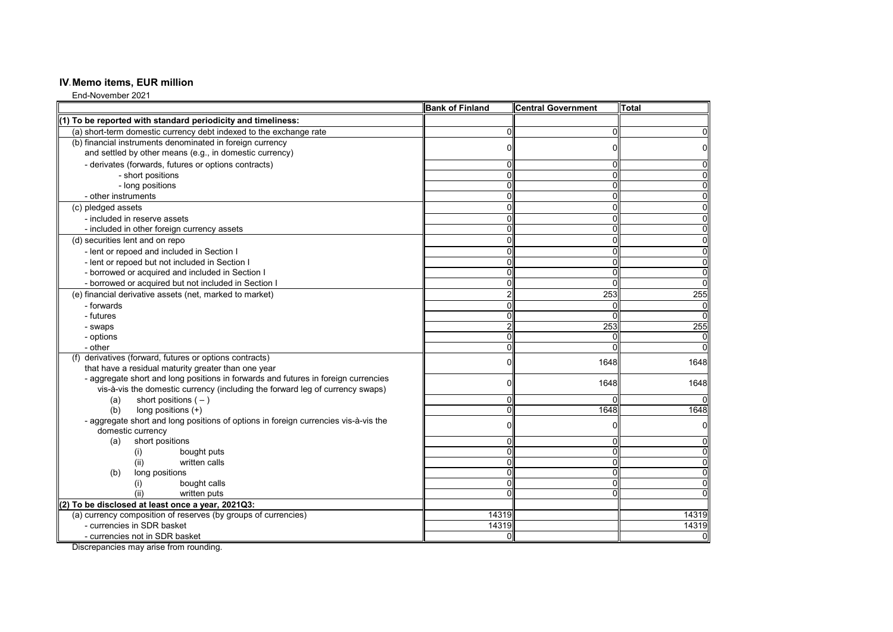## IV. Memo items, EUR million

End-November 2021

| | Bank of Finland | Central Government | Total |
|---|---|---|---|
| **(1) To be reported with standard periodicity and timeliness:** | | | |
| (a) short-term domestic currency debt indexed to the exchange rate | 0 | 0 | 0 |
| (b) financial instruments denominated in foreign currency and settled by other means (e.g., in domestic currency) | 0 | 0 | 0 |
| - derivates (forwards, futures or options contracts) | 0 | 0 | 0 |
| - short positions | 0 | 0 | 0 |
| - long positions | 0 | 0 | 0 |
| - other instruments | 0 | 0 | 0 |
| (c) pledged assets | 0 | 0 | 0 |
| - included in reserve assets | 0 | 0 | 0 |
| - included in other foreign currency assets | 0 | 0 | 0 |
| (d) securities lent and on repo | 0 | 0 | 0 |
| - lent or repoed and included in Section I | 0 | 0 | 0 |
| - lent or repoed but not included in Section I | 0 | 0 | 0 |
| - borrowed or acquired and included in Section I | 0 | 0 | 0 |
| - borrowed or acquired but not included in Section I | 0 | 0 | 0 |
| (e) financial derivative assets (net, marked to market) | 2 | 253 | 255 |
| - forwards | 0 | 0 | 0 |
| - futures | 0 | 0 | 0 |
| - swaps | 2 | 253 | 255 |
| - options | 0 | 0 | 0 |
| - other | 0 | 0 | 0 |
| (f) derivatives (forward, futures or options contracts) that have a residual maturity greater than one year | 0 | 1648 | 1648 |
| - aggregate short and long positions in forwards and futures in foreign currencies vis-à-vis the domestic currency (including the forward leg of currency swaps) | 0 | 1648 | 1648 |
| (a) short positions ( – ) | 0 | 0 | 0 |
| (b) long positions (+) | 0 | 1648 | 1648 |
| - aggregate short and long positions of options in foreign currencies vis-à-vis the domestic currency | 0 | 0 | 0 |
| (a) short positions | 0 | 0 | 0 |
| (i) bought puts | 0 | 0 | 0 |
| (ii) written calls | 0 | 0 | 0 |
| (b) long positions | 0 | 0 | 0 |
| (i) bought calls | 0 | 0 | 0 |
| (ii) written puts | 0 | 0 | 0 |
| **(2) To be disclosed at least once a year, 2021Q3:** | | | |
| (a) currency composition of reserves (by groups of currencies) | 14319 | | 14319 |
| - currencies in SDR basket | 14319 | | 14319 |
| - currencies not in SDR basket | 0 | | 0 |

Discrepancies may arise from rounding.